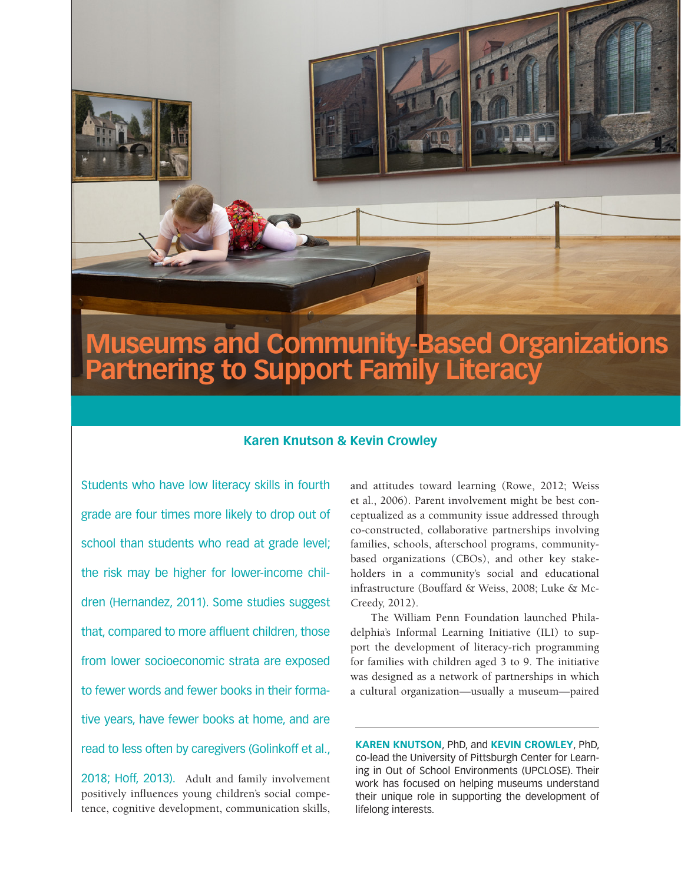# Museums and Community-Based Organizations Partnering to Support Family Literacy

**Karen Knutson & Kevin Crowley**

Students who have low literacy skills in fourth grade are four times more likely to drop out of school than students who read at grade level; the risk may be higher for lower-income children (Hernandez, 2011). Some studies suggest that, compared to more affluent children, those from lower socioeconomic strata are exposed to fewer words and fewer books in their formative years, have fewer books at home, and are read to less often by caregivers (Golinkoff et al., 2018; Hoff, 2013). Adult and family involvement positively influences young children's social competence, cognitive development, communication skills, and attitudes toward learning (Rowe, 2012; Weiss et al., 2006). Parent involvement might be best conceptualized as a community issue addressed through co-constructed, collaborative partnerships involving families, schools, afterschool programs, community-based organizations (CBOs), and other key stakeholders in a community's social and educational infrastructure (Bouffard & Weiss, 2008; Luke & McCreedy, 2012).

The William Penn Foundation launched Philadelphia's Informal Learning Initiative (ILI) to support the development of literacy-rich programming for families with children aged 3 to 9. The initiative was designed as a network of partnerships in which a cultural organization—usually a museum—paired

---

**KAREN KNUTSON**, PhD, and **KEVIN CROWLEY**, PhD, co-lead the University of Pittsburgh Center for Learning in Out of School Environments (UPCLOSE). Their work has focused on helping museums understand their unique role in supporting the development of lifelong interests.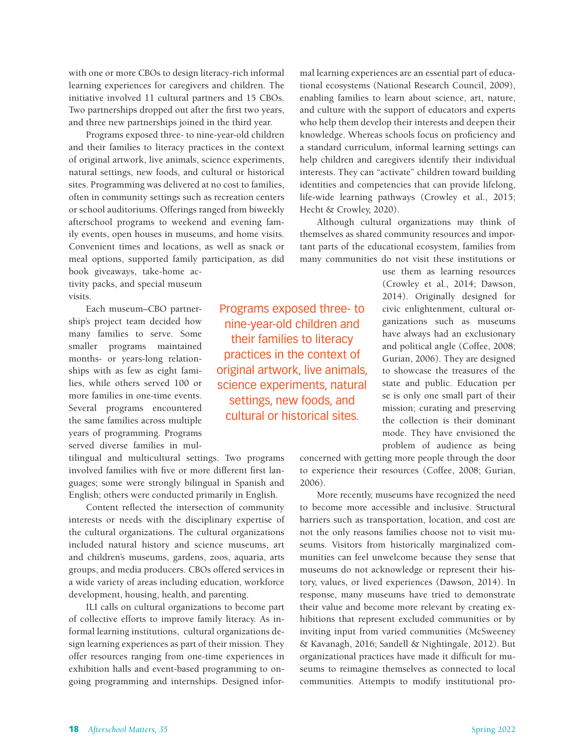with one or more CBOs to design literacy-rich informal learning experiences for caregivers and children. The initiative involved 11 cultural partners and 15 CBOs. Two partnerships dropped out after the first two years, and three new partnerships joined in the third year.

Programs exposed three- to nine-year-old children and their families to literacy practices in the context of original artwork, live animals, science experiments, natural settings, new foods, and cultural or historical sites. Programming was delivered at no cost to families, often in community settings such as recreation centers or school auditoriums. Offerings ranged from biweekly afterschool programs to weekend and evening family events, open houses in museums, and home visits. Convenient times and locations, as well as snack or meal options, supported family participation, as did book giveaways, take-home activity packs, and special museum visits.

Each museum–CBO partnership's project team decided how many families to serve. Some smaller programs maintained months- or years-long relationships with as few as eight families, while others served 100 or more families in one-time events. Several programs encountered the same families across multiple years of programming. Programs served diverse families in multilingual and multicultural settings. Two programs involved families with five or more different first languages; some were strongly bilingual in Spanish and English; others were conducted primarily in English.

Content reflected the intersection of community interests or needs with the disciplinary expertise of the cultural organizations. The cultural organizations included natural history and science museums, art and children's museums, gardens, zoos, aquaria, arts groups, and media producers. CBOs offered services in a wide variety of areas including education, workforce development, housing, health, and parenting.

ILI calls on cultural organizations to become part of collective efforts to improve family literacy. As informal learning institutions, cultural organizations design learning experiences as part of their mission. They offer resources ranging from one-time experiences in exhibition halls and event-based programming to ongoing programming and internships. Designed informal learning experiences are an essential part of educational ecosystems (National Research Council, 2009), enabling families to learn about science, art, nature, and culture with the support of educators and experts who help them develop their interests and deepen their knowledge. Whereas schools focus on proficiency and a standard curriculum, informal learning settings can help children and caregivers identify their individual interests. They can "activate" children toward building identities and competencies that can provide lifelong, life-wide learning pathways (Crowley et al., 2015; Hecht & Crowley, 2020).

Although cultural organizations may think of themselves as shared community resources and important parts of the educational ecosystem, families from many communities do not visit these institutions or use them as learning resources (Crowley et al., 2014; Dawson, 2014). Originally designed for civic enlightenment, cultural organizations such as museums have always had an exclusionary and political angle (Coffee, 2008; Gurian, 2006). They are designed to showcase the treasures of the state and public. Education per se is only one small part of their mission; curating and preserving the collection is their dominant mode. They have envisioned the problem of audience as being concerned with getting more people through the door to experience their resources (Coffee, 2008; Gurian, 2006).

More recently, museums have recognized the need to become more accessible and inclusive. Structural barriers such as transportation, location, and cost are not the only reasons families choose not to visit museums. Visitors from historically marginalized communities can feel unwelcome because they sense that museums do not acknowledge or represent their history, values, or lived experiences (Dawson, 2014). In response, many museums have tried to demonstrate their value and become more relevant by creating exhibitions that represent excluded communities or by inviting input from varied communities (McSweeney & Kavanagh, 2016; Sandell & Nightingale, 2012). But organizational practices have made it difficult for museums to reimagine themselves as connected to local communities. Attempts to modify institutional pro-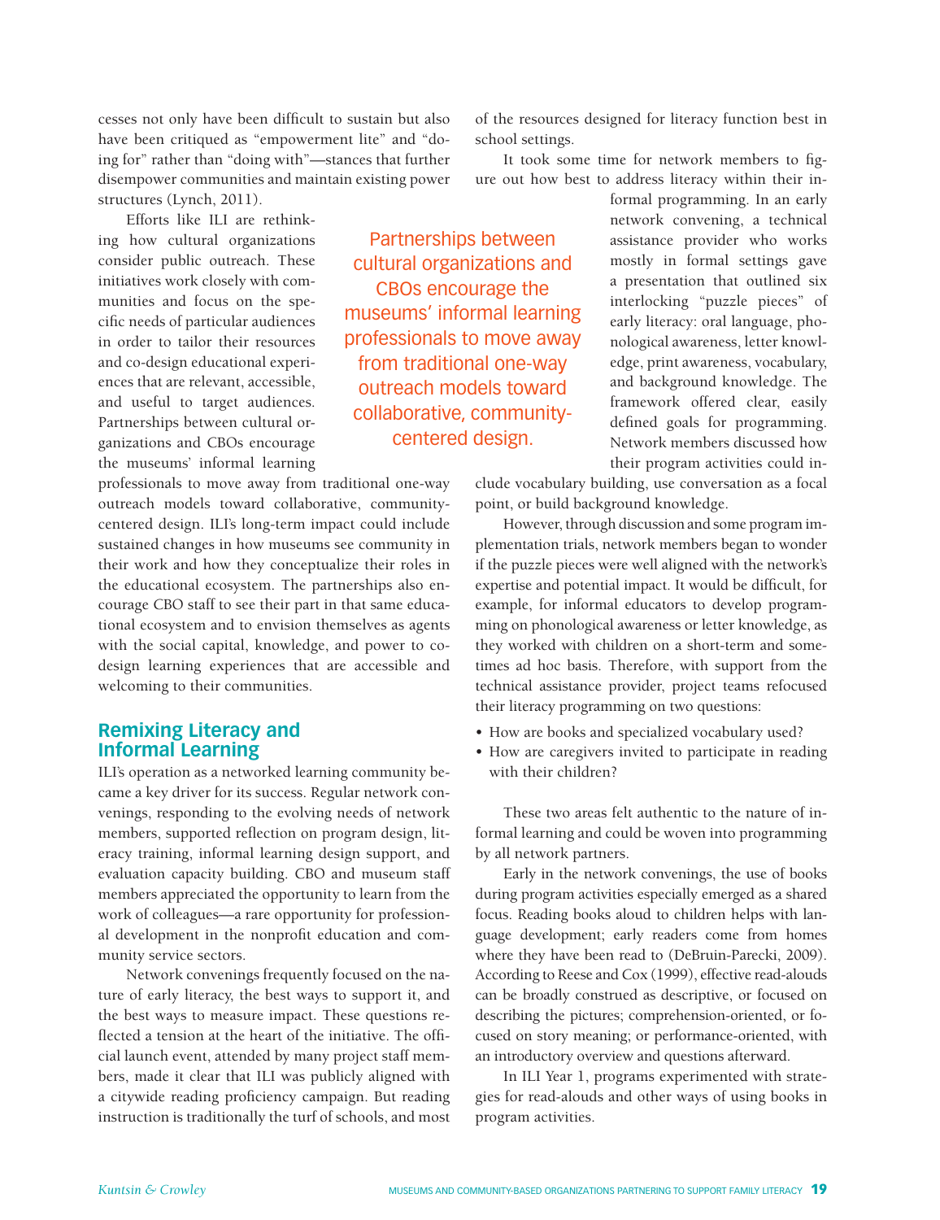cesses not only have been difficult to sustain but also have been critiqued as "empowerment lite" and "doing for" rather than "doing with"—stances that further disempower communities and maintain existing power structures (Lynch, 2011).

Efforts like ILI are rethinking how cultural organizations consider public outreach. These initiatives work closely with communities and focus on the specific needs of particular audiences in order to tailor their resources and co-design educational experiences that are relevant, accessible, and useful to target audiences. Partnerships between cultural organizations and CBOs encourage the museums' informal learning professionals to move away from traditional one-way outreach models toward collaborative, community-centered design. ILI's long-term impact could include sustained changes in how museums see community in their work and how they conceptualize their roles in the educational ecosystem. The partnerships also encourage CBO staff to see their part in that same educational ecosystem and to envision themselves as agents with the social capital, knowledge, and power to co-design learning experiences that are accessible and welcoming to their communities.

> Partnerships between cultural organizations and CBOs encourage the museums' informal learning professionals to move away from traditional one-way outreach models toward collaborative, community-centered design.

## Remixing Literacy and Informal Learning

ILI's operation as a networked learning community became a key driver for its success. Regular network convenings, responding to the evolving needs of network members, supported reflection on program design, literacy training, informal learning design support, and evaluation capacity building. CBO and museum staff members appreciated the opportunity to learn from the work of colleagues—a rare opportunity for professional development in the nonprofit education and community service sectors.

Network convenings frequently focused on the nature of early literacy, the best ways to support it, and the best ways to measure impact. These questions reflected a tension at the heart of the initiative. The official launch event, attended by many project staff members, made it clear that ILI was publicly aligned with a citywide reading proficiency campaign. But reading instruction is traditionally the turf of schools, and most of the resources designed for literacy function best in school settings.

It took some time for network members to figure out how best to address literacy within their informal programming. In an early network convening, a technical assistance provider who works mostly in formal settings gave a presentation that outlined six interlocking "puzzle pieces" of early literacy: oral language, phonological awareness, letter knowledge, print awareness, vocabulary, and background knowledge. The framework offered clear, easily defined goals for programming. Network members discussed how their program activities could include vocabulary building, use conversation as a focal point, or build background knowledge.

However, through discussion and some program implementation trials, network members began to wonder if the puzzle pieces were well aligned with the network's expertise and potential impact. It would be difficult, for example, for informal educators to develop programming on phonological awareness or letter knowledge, as they worked with children on a short-term and sometimes ad hoc basis. Therefore, with support from the technical assistance provider, project teams refocused their literacy programming on two questions:

- How are books and specialized vocabulary used?
- How are caregivers invited to participate in reading with their children?

These two areas felt authentic to the nature of informal learning and could be woven into programming by all network partners.

Early in the network convenings, the use of books during program activities especially emerged as a shared focus. Reading books aloud to children helps with language development; early readers come from homes where they have been read to (DeBruin-Parecki, 2009). According to Reese and Cox (1999), effective read-alouds can be broadly construed as descriptive, or focused on describing the pictures; comprehension-oriented, or focused on story meaning; or performance-oriented, with an introductory overview and questions afterward.

In ILI Year 1, programs experimented with strategies for read-alouds and other ways of using books in program activities.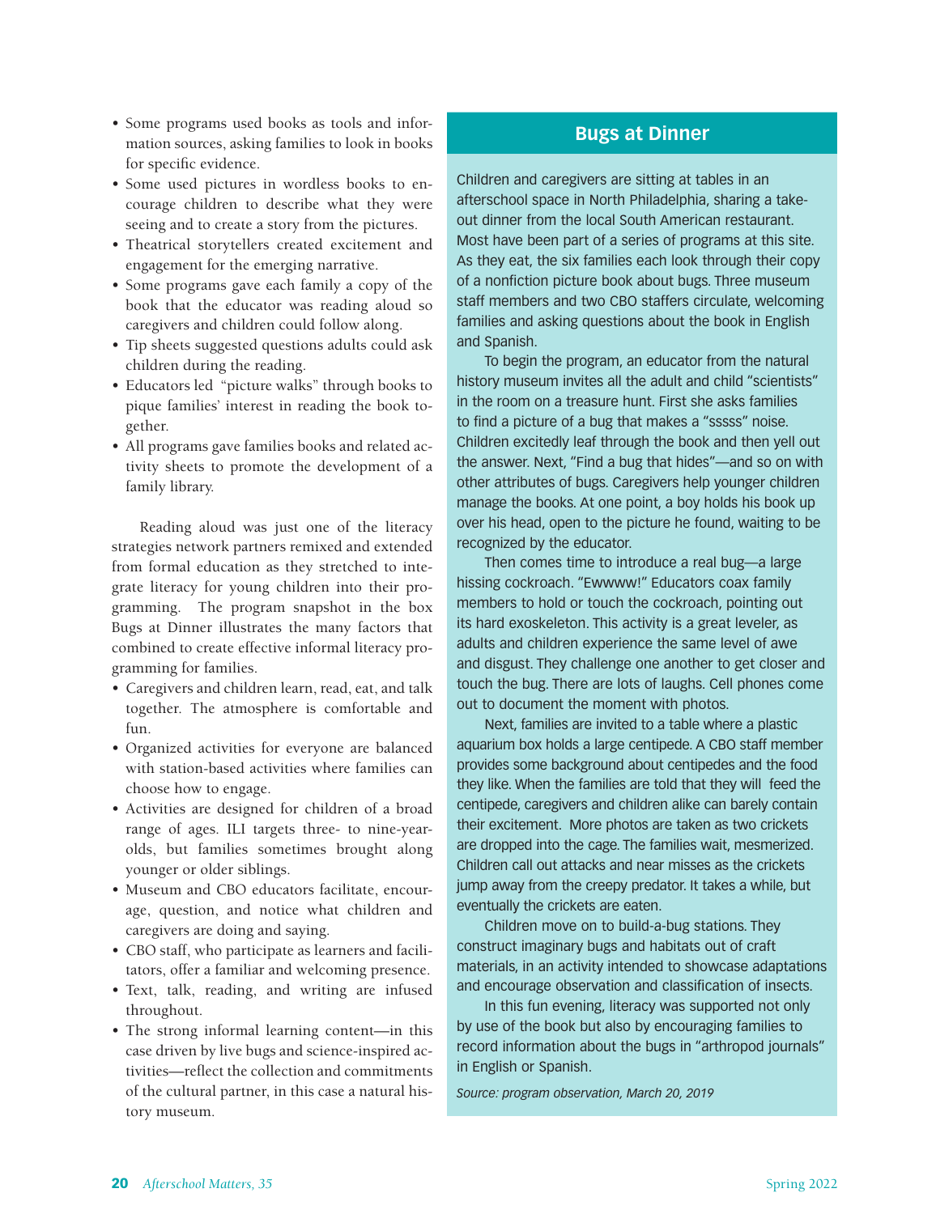- Some programs used books as tools and information sources, asking families to look in books for specific evidence.
- Some used pictures in wordless books to encourage children to describe what they were seeing and to create a story from the pictures.
- Theatrical storytellers created excitement and engagement for the emerging narrative.
- Some programs gave each family a copy of the book that the educator was reading aloud so caregivers and children could follow along.
- Tip sheets suggested questions adults could ask children during the reading.
- Educators led "picture walks" through books to pique families' interest in reading the book together.
- All programs gave families books and related activity sheets to promote the development of a family library.

Reading aloud was just one of the literacy strategies network partners remixed and extended from formal education as they stretched to integrate literacy for young children into their programming. The program snapshot in the box Bugs at Dinner illustrates the many factors that combined to create effective informal literacy programming for families.

- Caregivers and children learn, read, eat, and talk together. The atmosphere is comfortable and fun.
- Organized activities for everyone are balanced with station-based activities where families can choose how to engage.
- Activities are designed for children of a broad range of ages. ILI targets three- to nine-year-olds, but families sometimes brought along younger or older siblings.
- Museum and CBO educators facilitate, encourage, question, and notice what children and caregivers are doing and saying.
- CBO staff, who participate as learners and facilitators, offer a familiar and welcoming presence.
- Text, talk, reading, and writing are infused throughout.
- The strong informal learning content—in this case driven by live bugs and science-inspired activities—reflect the collection and commitments of the cultural partner, in this case a natural history museum.

## Bugs at Dinner

Children and caregivers are sitting at tables in an afterschool space in North Philadelphia, sharing a take-out dinner from the local South American restaurant. Most have been part of a series of programs at this site. As they eat, the six families each look through their copy of a nonfiction picture book about bugs. Three museum staff members and two CBO staffers circulate, welcoming families and asking questions about the book in English and Spanish.

To begin the program, an educator from the natural history museum invites all the adult and child "scientists" in the room on a treasure hunt. First she asks families to find a picture of a bug that makes a "sssss" noise. Children excitedly leaf through the book and then yell out the answer. Next, "Find a bug that hides"—and so on with other attributes of bugs. Caregivers help younger children manage the books. At one point, a boy holds his book up over his head, open to the picture he found, waiting to be recognized by the educator.

Then comes time to introduce a real bug—a large hissing cockroach. "Ewwww!" Educators coax family members to hold or touch the cockroach, pointing out its hard exoskeleton. This activity is a great leveler, as adults and children experience the same level of awe and disgust. They challenge one another to get closer and touch the bug. There are lots of laughs. Cell phones come out to document the moment with photos.

Next, families are invited to a table where a plastic aquarium box holds a large centipede. A CBO staff member provides some background about centipedes and the food they like. When the families are told that they will feed the centipede, caregivers and children alike can barely contain their excitement. More photos are taken as two crickets are dropped into the cage. The families wait, mesmerized. Children call out attacks and near misses as the crickets jump away from the creepy predator. It takes a while, but eventually the crickets are eaten.

Children move on to build-a-bug stations. They construct imaginary bugs and habitats out of craft materials, in an activity intended to showcase adaptations and encourage observation and classification of insects.

In this fun evening, literacy was supported not only by use of the book but also by encouraging families to record information about the bugs in "arthropod journals" in English or Spanish.

*Source: program observation, March 20, 2019*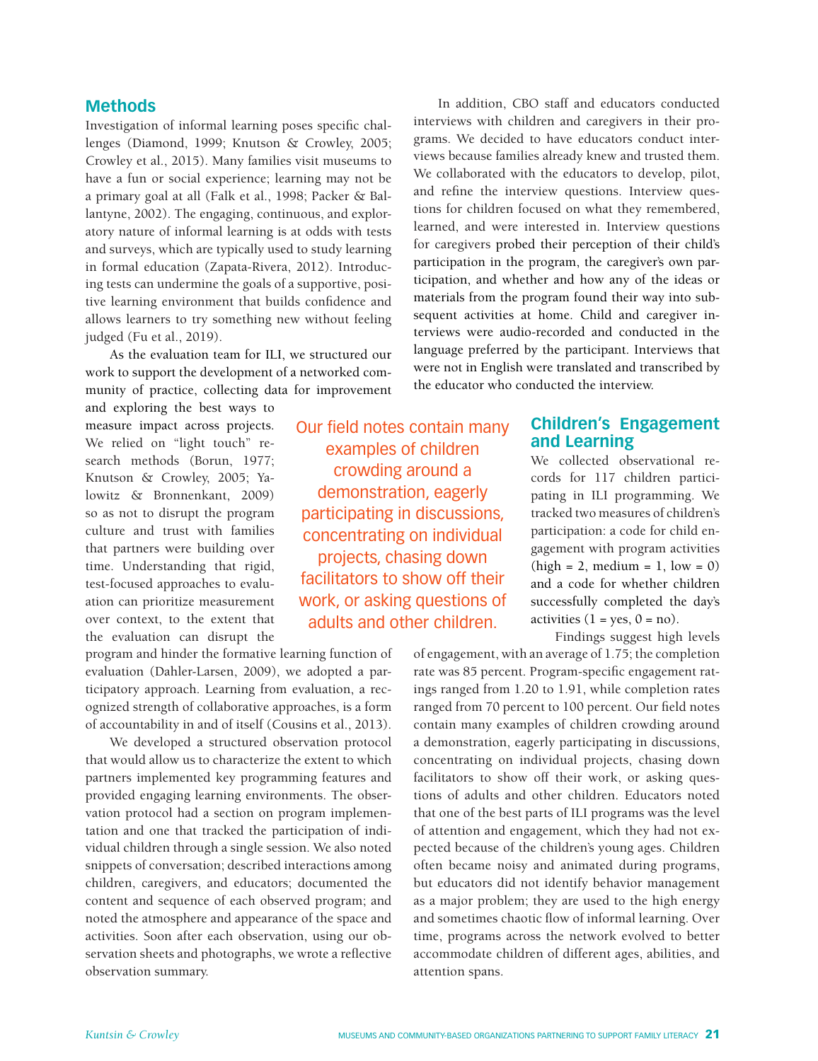## Methods

Investigation of informal learning poses specific challenges (Diamond, 1999; Knutson & Crowley, 2005; Crowley et al., 2015). Many families visit museums to have a fun or social experience; learning may not be a primary goal at all (Falk et al., 1998; Packer & Ballantyne, 2002). The engaging, continuous, and exploratory nature of informal learning is at odds with tests and surveys, which are typically used to study learning in formal education (Zapata-Rivera, 2012). Introducing tests can undermine the goals of a supportive, positive learning environment that builds confidence and allows learners to try something new without feeling judged (Fu et al., 2019).

As the evaluation team for ILI, we structured our work to support the development of a networked community of practice, collecting data for improvement and exploring the best ways to measure impact across projects. We relied on "light touch" research methods (Borun, 1977; Knutson & Crowley, 2005; Yalowitz & Bronnenkant, 2009) so as not to disrupt the program culture and trust with families that partners were building over time. Understanding that rigid, test-focused approaches to evaluation can prioritize measurement over context, to the extent that the evaluation can disrupt the program and hinder the formative learning function of evaluation (Dahler-Larsen, 2009), we adopted a participatory approach. Learning from evaluation, a recognized strength of collaborative approaches, is a form of accountability in and of itself (Cousins et al., 2013).

We developed a structured observation protocol that would allow us to characterize the extent to which partners implemented key programming features and provided engaging learning environments. The observation protocol had a section on program implementation and one that tracked the participation of individual children through a single session. We also noted snippets of conversation; described interactions among children, caregivers, and educators; documented the content and sequence of each observed program; and noted the atmosphere and appearance of the space and activities. Soon after each observation, using our observation sheets and photographs, we wrote a reflective observation summary.

In addition, CBO staff and educators conducted interviews with children and caregivers in their programs. We decided to have educators conduct interviews because families already knew and trusted them. We collaborated with the educators to develop, pilot, and refine the interview questions. Interview questions for children focused on what they remembered, learned, and were interested in. Interview questions for caregivers probed their perception of their child's participation in the program, the caregiver's own participation, and whether and how any of the ideas or materials from the program found their way into subsequent activities at home. Child and caregiver interviews were audio-recorded and conducted in the language preferred by the participant. Interviews that were not in English were translated and transcribed by the educator who conducted the interview.

> Our field notes contain many examples of children crowding around a demonstration, eagerly participating in discussions, concentrating on individual projects, chasing down facilitators to show off their work, or asking questions of adults and other children.

## Children's Engagement and Learning

We collected observational records for 117 children participating in ILI programming. We tracked two measures of children's participation: a code for child engagement with program activities (high = 2, medium = 1, low = 0) and a code for whether children successfully completed the day's activities (1 = yes, 0 = no).

Findings suggest high levels of engagement, with an average of 1.75; the completion rate was 85 percent. Program-specific engagement ratings ranged from 1.20 to 1.91, while completion rates ranged from 70 percent to 100 percent. Our field notes contain many examples of children crowding around a demonstration, eagerly participating in discussions, concentrating on individual projects, chasing down facilitators to show off their work, or asking questions of adults and other children. Educators noted that one of the best parts of ILI programs was the level of attention and engagement, which they had not expected because of the children's young ages. Children often became noisy and animated during programs, but educators did not identify behavior management as a major problem; they are used to the high energy and sometimes chaotic flow of informal learning. Over time, programs across the network evolved to better accommodate children of different ages, abilities, and attention spans.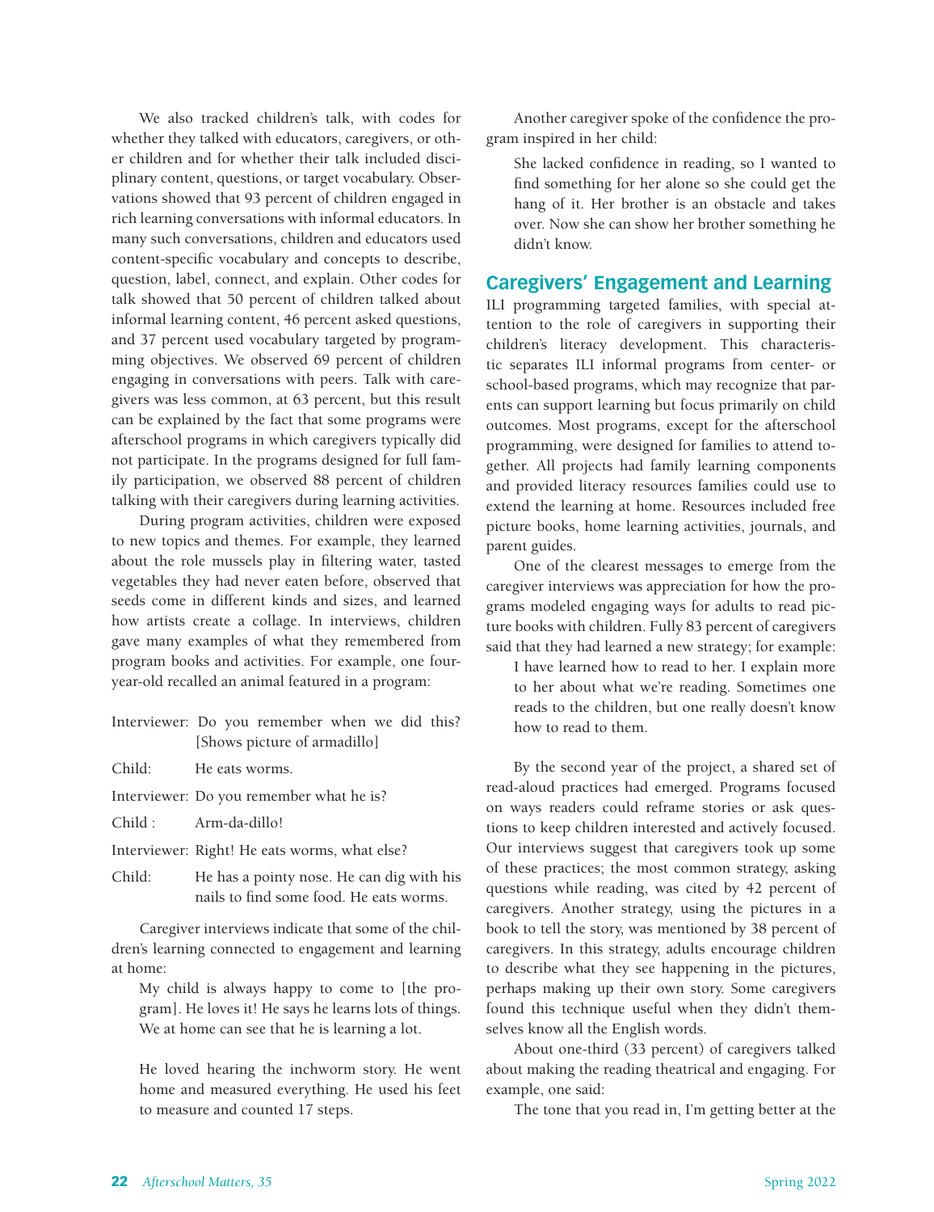We also tracked children's talk, with codes for whether they talked with educators, caregivers, or other children and for whether their talk included disciplinary content, questions, or target vocabulary. Observations showed that 93 percent of children engaged in rich learning conversations with informal educators. In many such conversations, children and educators used content-specific vocabulary and concepts to describe, question, label, connect, and explain. Other codes for talk showed that 50 percent of children talked about informal learning content, 46 percent asked questions, and 37 percent used vocabulary targeted by programming objectives. We observed 69 percent of children engaging in conversations with peers. Talk with caregivers was less common, at 63 percent, but this result can be explained by the fact that some programs were afterschool programs in which caregivers typically did not participate. In the programs designed for full family participation, we observed 88 percent of children talking with their caregivers during learning activities.

During program activities, children were exposed to new topics and themes. For example, they learned about the role mussels play in filtering water, tasted vegetables they had never eaten before, observed that seeds come in different kinds and sizes, and learned how artists create a collage. In interviews, children gave many examples of what they remembered from program books and activities. For example, one four-year-old recalled an animal featured in a program:

> Interviewer: Do you remember when we did this? [Shows picture of armadillo]
>
> Child: He eats worms.
>
> Interviewer: Do you remember what he is?
>
> Child : Arm-da-dillo!
>
> Interviewer: Right! He eats worms, what else?
>
> Child: He has a pointy nose. He can dig with his nails to find some food. He eats worms.

Caregiver interviews indicate that some of the children's learning connected to engagement and learning at home:

> My child is always happy to come to [the program]. He loves it! He says he learns lots of things. We at home can see that he is learning a lot.

> He loved hearing the inchworm story. He went home and measured everything. He used his feet to measure and counted 17 steps.

Another caregiver spoke of the confidence the program inspired in her child:

> She lacked confidence in reading, so I wanted to find something for her alone so she could get the hang of it. Her brother is an obstacle and takes over. Now she can show her brother something he didn't know.

## Caregivers' Engagement and Learning

ILI programming targeted families, with special attention to the role of caregivers in supporting their children's literacy development. This characteristic separates ILI informal programs from center- or school-based programs, which may recognize that parents can support learning but focus primarily on child outcomes. Most programs, except for the afterschool programming, were designed for families to attend together. All projects had family learning components and provided literacy resources families could use to extend the learning at home. Resources included free picture books, home learning activities, journals, and parent guides.

One of the clearest messages to emerge from the caregiver interviews was appreciation for how the programs modeled engaging ways for adults to read picture books with children. Fully 83 percent of caregivers said that they had learned a new strategy; for example:

> I have learned how to read to her. I explain more to her about what we're reading. Sometimes one reads to the children, but one really doesn't know how to read to them.

By the second year of the project, a shared set of read-aloud practices had emerged. Programs focused on ways readers could reframe stories or ask questions to keep children interested and actively focused. Our interviews suggest that caregivers took up some of these practices; the most common strategy, asking questions while reading, was cited by 42 percent of caregivers. Another strategy, using the pictures in a book to tell the story, was mentioned by 38 percent of caregivers. In this strategy, adults encourage children to describe what they see happening in the pictures, perhaps making up their own story. Some caregivers found this technique useful when they didn't themselves know all the English words.

About one-third (33 percent) of caregivers talked about making the reading theatrical and engaging. For example, one said:

> The tone that you read in, I'm getting better at the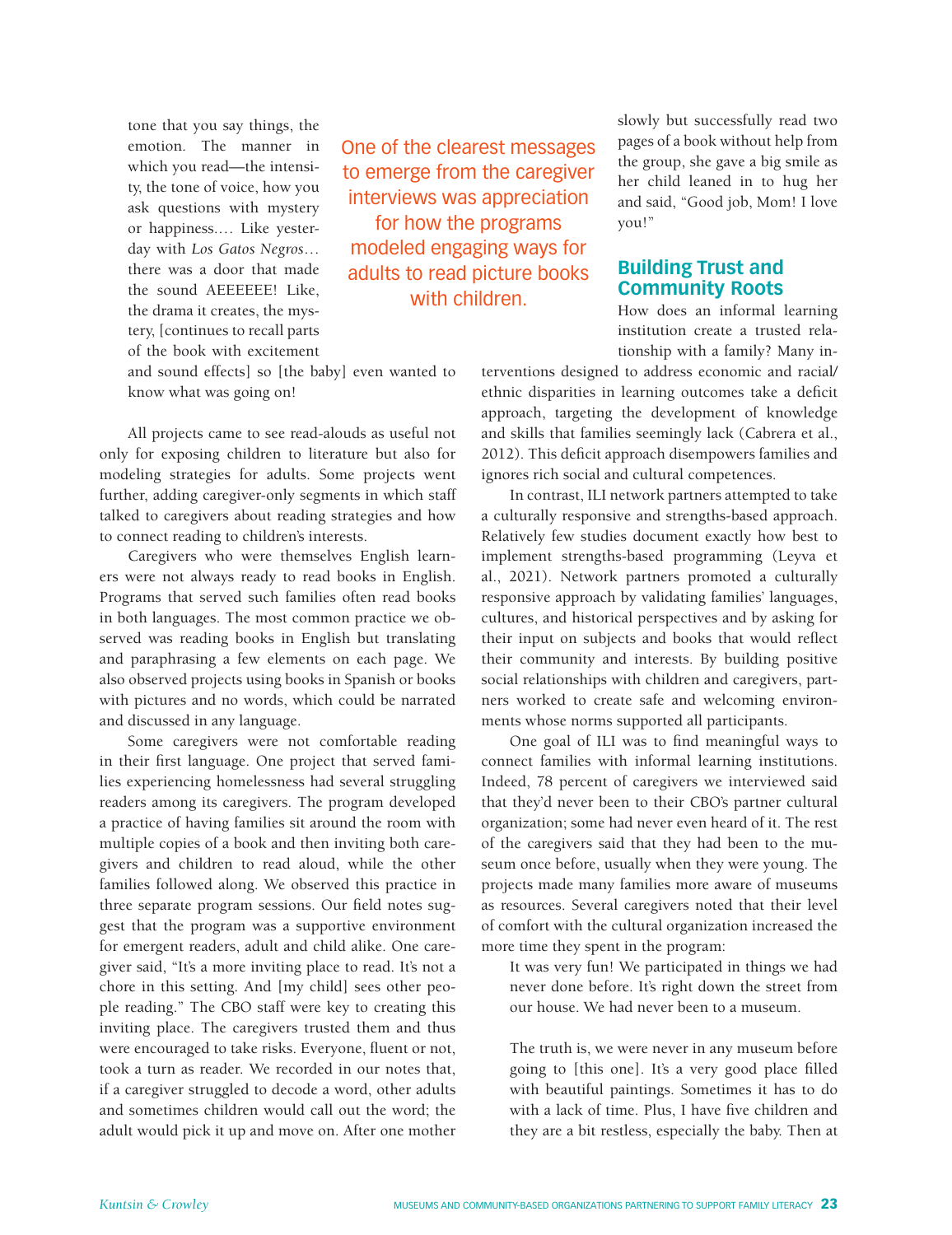tone that you say things, the emotion. The manner in which you read—the intensity, the tone of voice, how you ask questions with mystery or happiness.... Like yesterday with *Los Gatos Negros*... there was a door that made the sound AEEEEEE! Like, the drama it creates, the mystery, [continues to recall parts of the book with excitement and sound effects] so [the baby] even wanted to know what was going on!

> One of the clearest messages to emerge from the caregiver interviews was appreciation for how the programs modeled engaging ways for adults to read picture books with children.

All projects came to see read-alouds as useful not only for exposing children to literature but also for modeling strategies for adults. Some projects went further, adding caregiver-only segments in which staff talked to caregivers about reading strategies and how to connect reading to children's interests.

Caregivers who were themselves English learners were not always ready to read books in English. Programs that served such families often read books in both languages. The most common practice we observed was reading books in English but translating and paraphrasing a few elements on each page. We also observed projects using books in Spanish or books with pictures and no words, which could be narrated and discussed in any language.

Some caregivers were not comfortable reading in their first language. One project that served families experiencing homelessness had several struggling readers among its caregivers. The program developed a practice of having families sit around the room with multiple copies of a book and then inviting both caregivers and children to read aloud, while the other families followed along. We observed this practice in three separate program sessions. Our field notes suggest that the program was a supportive environment for emergent readers, adult and child alike. One caregiver said, "It's a more inviting place to read. It's not a chore in this setting. And [my child] sees other people reading." The CBO staff were key to creating this inviting place. The caregivers trusted them and thus were encouraged to take risks. Everyone, fluent or not, took a turn as reader. We recorded in our notes that, if a caregiver struggled to decode a word, other adults and sometimes children would call out the word; the adult would pick it up and move on. After one mother slowly but successfully read two pages of a book without help from the group, she gave a big smile as her child leaned in to hug her and said, "Good job, Mom! I love you!"

## Building Trust and Community Roots

How does an informal learning institution create a trusted relationship with a family? Many interventions designed to address economic and racial/ethnic disparities in learning outcomes take a deficit approach, targeting the development of knowledge and skills that families seemingly lack (Cabrera et al., 2012). This deficit approach disempowers families and ignores rich social and cultural competences.

In contrast, ILI network partners attempted to take a culturally responsive and strengths-based approach. Relatively few studies document exactly how best to implement strengths-based programming (Leyva et al., 2021). Network partners promoted a culturally responsive approach by validating families' languages, cultures, and historical perspectives and by asking for their input on subjects and books that would reflect their community and interests. By building positive social relationships with children and caregivers, partners worked to create safe and welcoming environments whose norms supported all participants.

One goal of ILI was to find meaningful ways to connect families with informal learning institutions. Indeed, 78 percent of caregivers we interviewed said that they'd never been to their CBO's partner cultural organization; some had never even heard of it. The rest of the caregivers said that they had been to the museum once before, usually when they were young. The projects made many families more aware of museums as resources. Several caregivers noted that their level of comfort with the cultural organization increased the more time they spent in the program:

> It was very fun! We participated in things we had never done before. It's right down the street from our house. We had never been to a museum.
>
> The truth is, we were never in any museum before going to [this one]. It's a very good place filled with beautiful paintings. Sometimes it has to do with a lack of time. Plus, I have five children and they are a bit restless, especially the baby. Then at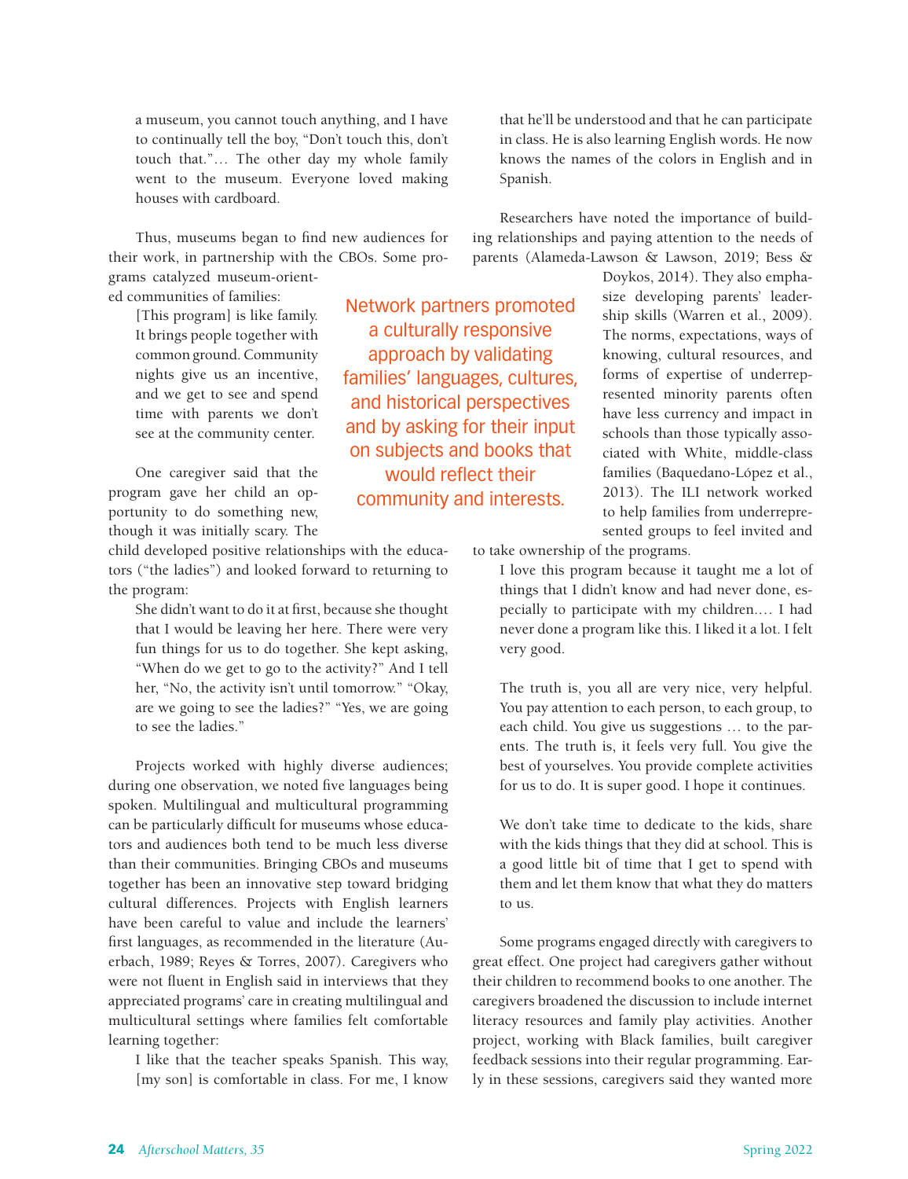a museum, you cannot touch anything, and I have to continually tell the boy, "Don't touch this, don't touch that."… The other day my whole family went to the museum. Everyone loved making houses with cardboard.

Thus, museums began to find new audiences for their work, in partnership with the CBOs. Some programs catalyzed museum-oriented communities of families:

> [This program] is like family. It brings people together with common ground. Community nights give us an incentive, and we get to see and spend time with parents we don't see at the community center.

One caregiver said that the program gave her child an opportunity to do something new, though it was initially scary. The child developed positive relationships with the educators ("the ladies") and looked forward to returning to the program:

> She didn't want to do it at first, because she thought that I would be leaving her here. There were very fun things for us to do together. She kept asking, "When do we get to go to the activity?" And I tell her, "No, the activity isn't until tomorrow." "Okay, are we going to see the ladies?" "Yes, we are going to see the ladies."

Projects worked with highly diverse audiences; during one observation, we noted five languages being spoken. Multilingual and multicultural programming can be particularly difficult for museums whose educators and audiences both tend to be much less diverse than their communities. Bringing CBOs and museums together has been an innovative step toward bridging cultural differences. Projects with English learners have been careful to value and include the learners' first languages, as recommended in the literature (Auerbach, 1989; Reyes & Torres, 2007). Caregivers who were not fluent in English said in interviews that they appreciated programs' care in creating multilingual and multicultural settings where families felt comfortable learning together:

> I like that the teacher speaks Spanish. This way, [my son] is comfortable in class. For me, I know that he'll be understood and that he can participate in class. He is also learning English words. He now knows the names of the colors in English and in Spanish.

Network partners promoted a culturally responsive approach by validating families' languages, cultures, and historical perspectives and by asking for their input on subjects and books that would reflect their community and interests.

Researchers have noted the importance of building relationships and paying attention to the needs of parents (Alameda-Lawson & Lawson, 2019; Bess & Doykos, 2014). They also emphasize developing parents' leadership skills (Warren et al., 2009). The norms, expectations, ways of knowing, cultural resources, and forms of expertise of underrepresented minority parents often have less currency and impact in schools than those typically associated with White, middle-class families (Baquedano-López et al., 2013). The ILI network worked to help families from underrepresented groups to feel invited and to take ownership of the programs.

> I love this program because it taught me a lot of things that I didn't know and had never done, especially to participate with my children.… I had never done a program like this. I liked it a lot. I felt very good.

> The truth is, you all are very nice, very helpful. You pay attention to each person, to each group, to each child. You give us suggestions … to the parents. The truth is, it feels very full. You give the best of yourselves. You provide complete activities for us to do. It is super good. I hope it continues.

> We don't take time to dedicate to the kids, share with the kids things that they did at school. This is a good little bit of time that I get to spend with them and let them know that what they do matters to us.

Some programs engaged directly with caregivers to great effect. One project had caregivers gather without their children to recommend books to one another. The caregivers broadened the discussion to include internet literacy resources and family play activities. Another project, working with Black families, built caregiver feedback sessions into their regular programming. Early in these sessions, caregivers said they wanted more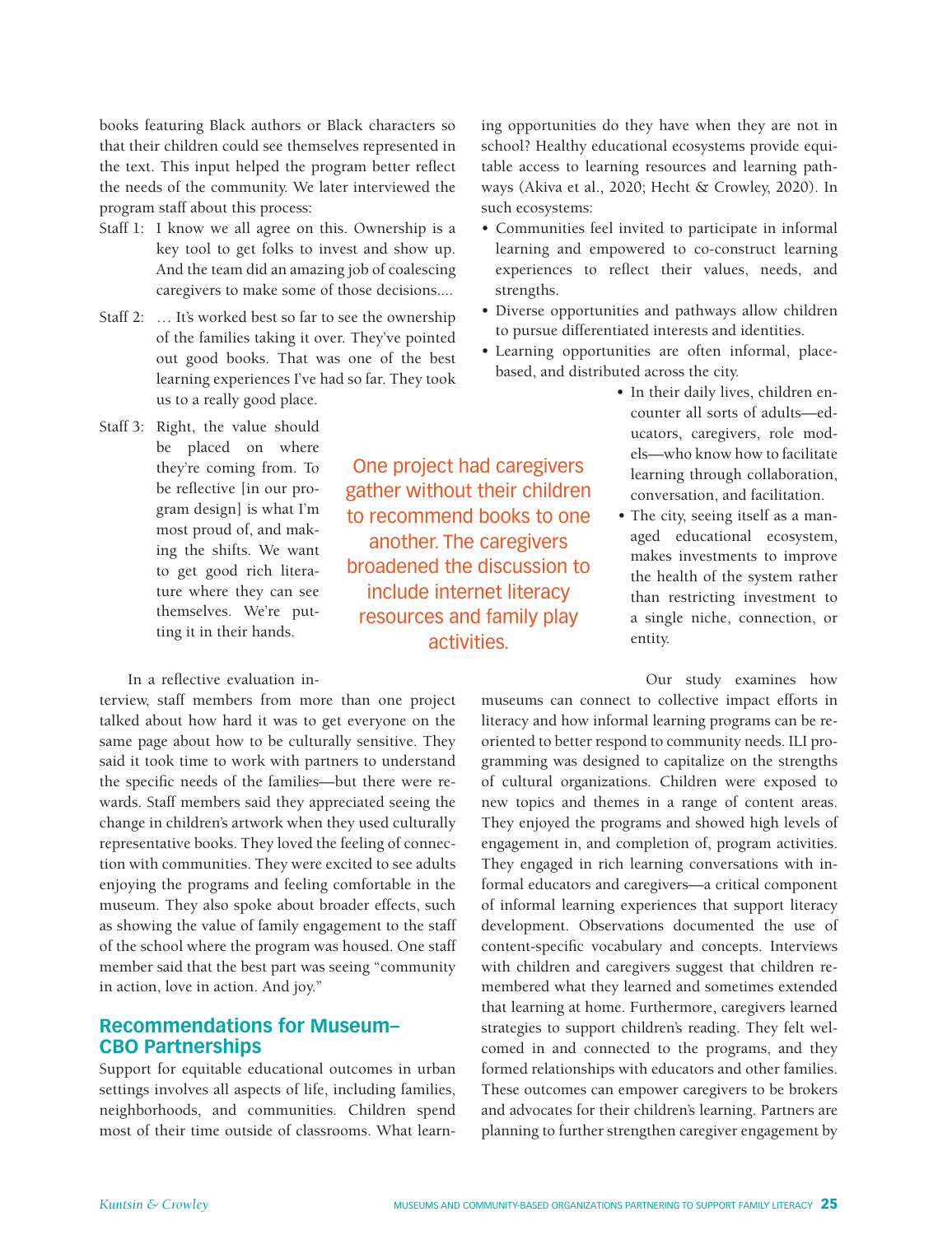books featuring Black authors or Black characters so that their children could see themselves represented in the text. This input helped the program better reflect the needs of the community. We later interviewed the program staff about this process:

Staff 1: I know we all agree on this. Ownership is a key tool to get folks to invest and show up. And the team did an amazing job of coalescing caregivers to make some of those decisions....

Staff 2: … It's worked best so far to see the ownership of the families taking it over. They've pointed out good books. That was one of the best learning experiences I've had so far. They took us to a really good place.

Staff 3: Right, the value should be placed on where they're coming from. To be reflective [in our program design] is what I'm most proud of, and making the shifts. We want to get good rich literature where they can see themselves. We're putting it in their hands.

> One project had caregivers gather without their children to recommend books to one another. The caregivers broadened the discussion to include internet literacy resources and family play activities.

In a reflective evaluation interview, staff members from more than one project talked about how hard it was to get everyone on the same page about how to be culturally sensitive. They said it took time to work with partners to understand the specific needs of the families—but there were rewards. Staff members said they appreciated seeing the change in children's artwork when they used culturally representative books. They loved the feeling of connection with communities. They were excited to see adults enjoying the programs and feeling comfortable in the museum. They also spoke about broader effects, such as showing the value of family engagement to the staff of the school where the program was housed. One staff member said that the best part was seeing "community in action, love in action. And joy."

## Recommendations for Museum–CBO Partnerships

Support for equitable educational outcomes in urban settings involves all aspects of life, including families, neighborhoods, and communities. Children spend most of their time outside of classrooms. What learning opportunities do they have when they are not in school? Healthy educational ecosystems provide equitable access to learning resources and learning pathways (Akiva et al., 2020; Hecht & Crowley, 2020). In such ecosystems:

- Communities feel invited to participate in informal learning and empowered to co-construct learning experiences to reflect their values, needs, and strengths.
- Diverse opportunities and pathways allow children to pursue differentiated interests and identities.
- Learning opportunities are often informal, place-based, and distributed across the city.
- In their daily lives, children encounter all sorts of adults—educators, caregivers, role models—who know how to facilitate learning through collaboration, conversation, and facilitation.
- The city, seeing itself as a managed educational ecosystem, makes investments to improve the health of the system rather than restricting investment to a single niche, connection, or entity.

Our study examines how museums can connect to collective impact efforts in literacy and how informal learning programs can be reoriented to better respond to community needs. ILI programming was designed to capitalize on the strengths of cultural organizations. Children were exposed to new topics and themes in a range of content areas. They enjoyed the programs and showed high levels of engagement in, and completion of, program activities. They engaged in rich learning conversations with informal educators and caregivers—a critical component of informal learning experiences that support literacy development. Observations documented the use of content-specific vocabulary and concepts. Interviews with children and caregivers suggest that children remembered what they learned and sometimes extended that learning at home. Furthermore, caregivers learned strategies to support children's reading. They felt welcomed in and connected to the programs, and they formed relationships with educators and other families. These outcomes can empower caregivers to be brokers and advocates for their children's learning. Partners are planning to further strengthen caregiver engagement by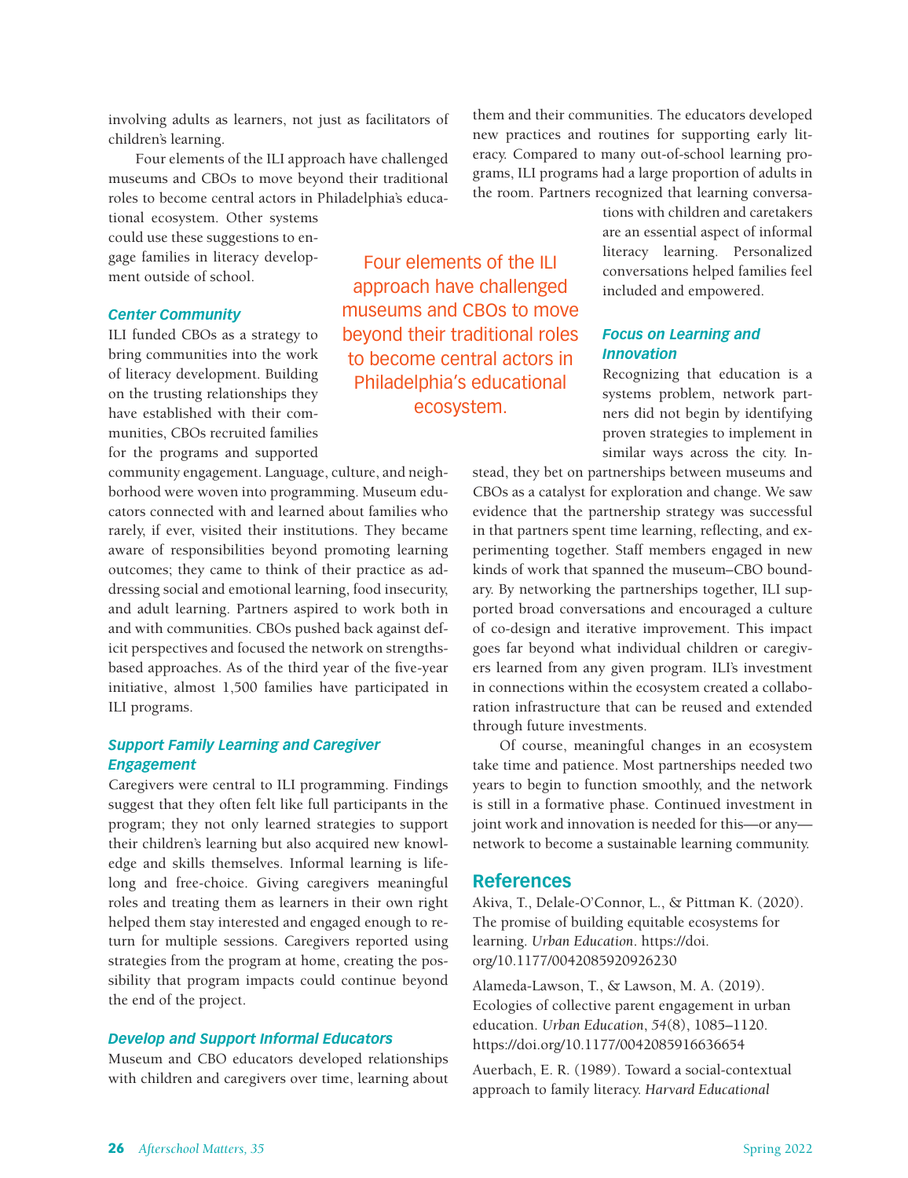involving adults as learners, not just as facilitators of children's learning.

Four elements of the ILI approach have challenged museums and CBOs to move beyond their traditional roles to become central actors in Philadelphia's educational ecosystem. Other systems could use these suggestions to engage families in literacy development outside of school.

> Four elements of the ILI approach have challenged museums and CBOs to move beyond their traditional roles to become central actors in Philadelphia's educational ecosystem.

### Center Community

ILI funded CBOs as a strategy to bring communities into the work of literacy development. Building on the trusting relationships they have established with their communities, CBOs recruited families for the programs and supported community engagement. Language, culture, and neighborhood were woven into programming. Museum educators connected with and learned about families who rarely, if ever, visited their institutions. They became aware of responsibilities beyond promoting learning outcomes; they came to think of their practice as addressing social and emotional learning, food insecurity, and adult learning. Partners aspired to work both in and with communities. CBOs pushed back against deficit perspectives and focused the network on strengths-based approaches. As of the third year of the five-year initiative, almost 1,500 families have participated in ILI programs.

### Support Family Learning and Caregiver Engagement

Caregivers were central to ILI programming. Findings suggest that they often felt like full participants in the program; they not only learned strategies to support their children's learning but also acquired new knowledge and skills themselves. Informal learning is lifelong and free-choice. Giving caregivers meaningful roles and treating them as learners in their own right helped them stay interested and engaged enough to return for multiple sessions. Caregivers reported using strategies from the program at home, creating the possibility that program impacts could continue beyond the end of the project.

### Develop and Support Informal Educators

Museum and CBO educators developed relationships with children and caregivers over time, learning about them and their communities. The educators developed new practices and routines for supporting early literacy. Compared to many out-of-school learning programs, ILI programs had a large proportion of adults in the room. Partners recognized that learning conversations with children and caretakers are an essential aspect of informal literacy learning. Personalized conversations helped families feel included and empowered.

### Focus on Learning and Innovation

Recognizing that education is a systems problem, network partners did not begin by identifying proven strategies to implement in similar ways across the city. Instead, they bet on partnerships between museums and CBOs as a catalyst for exploration and change. We saw evidence that the partnership strategy was successful in that partners spent time learning, reflecting, and experimenting together. Staff members engaged in new kinds of work that spanned the museum–CBO boundary. By networking the partnerships together, ILI supported broad conversations and encouraged a culture of co-design and iterative improvement. This impact goes far beyond what individual children or caregivers learned from any given program. ILI's investment in connections within the ecosystem created a collaboration infrastructure that can be reused and extended through future investments.

Of course, meaningful changes in an ecosystem take time and patience. Most partnerships needed two years to begin to function smoothly, and the network is still in a formative phase. Continued investment in joint work and innovation is needed for this—or any—network to become a sustainable learning community.

## References

Akiva, T., Delale-O'Connor, L., & Pittman K. (2020). The promise of building equitable ecosystems for learning. *Urban Education*. https://doi.org/10.1177/0042085920926230

Alameda-Lawson, T., & Lawson, M. A. (2019). Ecologies of collective parent engagement in urban education. *Urban Education*, *54*(8), 1085–1120. https://doi.org/10.1177/0042085916636654

Auerbach, E. R. (1989). Toward a social-contextual approach to family literacy. *Harvard Educational*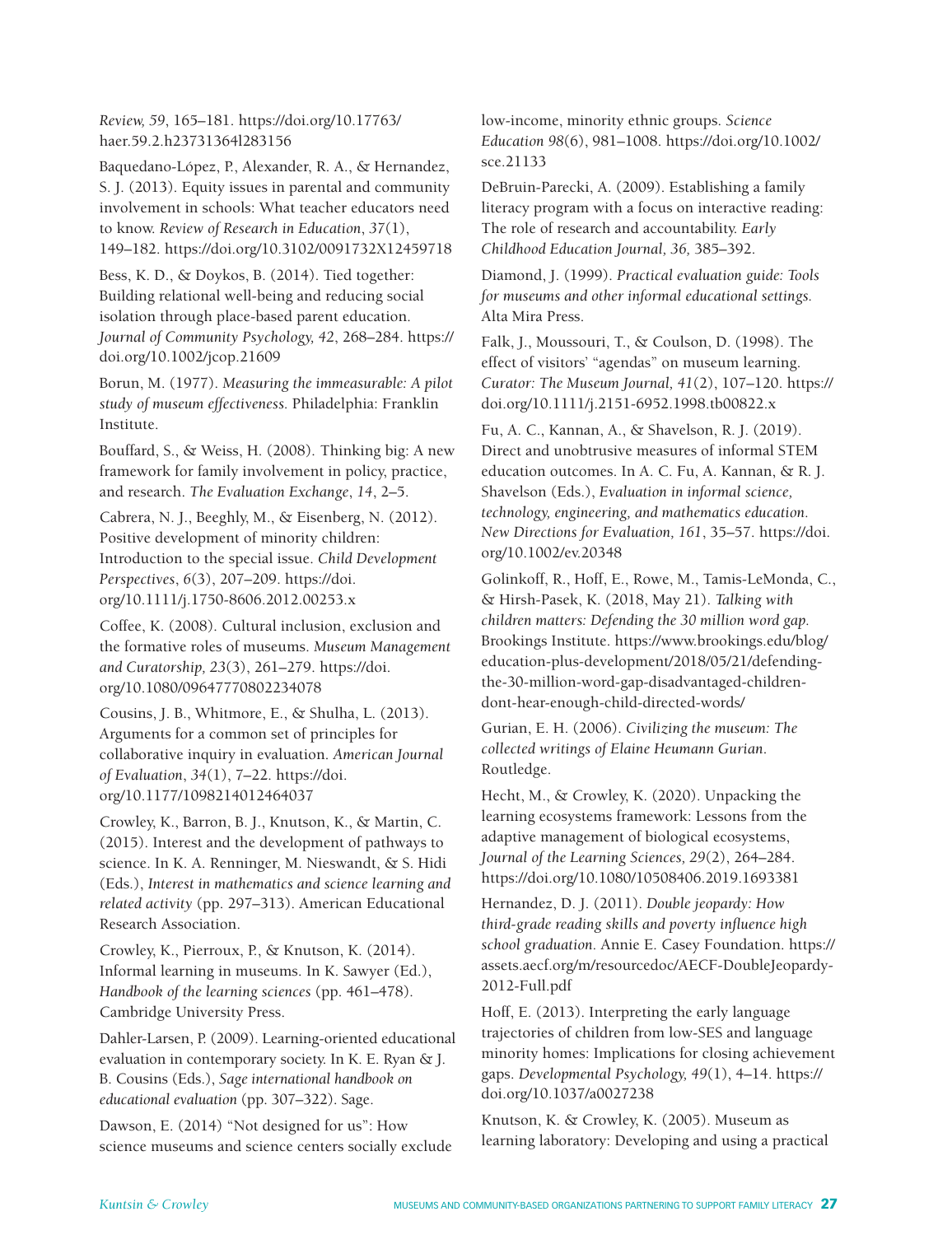*Review, 59*, 165–181. https://doi.org/10.17763/haer.59.2.h23731364l283156

Baquedano-López, P., Alexander, R. A., & Hernandez, S. J. (2013). Equity issues in parental and community involvement in schools: What teacher educators need to know. *Review of Research in Education*, *37*(1), 149–182. https://doi.org/10.3102/0091732X12459718

Bess, K. D., & Doykos, B. (2014). Tied together: Building relational well-being and reducing social isolation through place-based parent education. *Journal of Community Psychology, 42*, 268–284. https://doi.org/10.1002/jcop.21609

Borun, M. (1977). *Measuring the immeasurable: A pilot study of museum effectiveness.* Philadelphia: Franklin Institute.

Bouffard, S., & Weiss, H. (2008). Thinking big: A new framework for family involvement in policy, practice, and research. *The Evaluation Exchange*, *14*, 2–5.

Cabrera, N. J., Beeghly, M., & Eisenberg, N. (2012). Positive development of minority children: Introduction to the special issue. *Child Development Perspectives*, *6*(3), 207–209. https://doi.org/10.1111/j.1750-8606.2012.00253.x

Coffee, K. (2008). Cultural inclusion, exclusion and the formative roles of museums. *Museum Management and Curatorship, 23*(3), 261–279. https://doi.org/10.1080/09647770802234078

Cousins, J. B., Whitmore, E., & Shulha, L. (2013). Arguments for a common set of principles for collaborative inquiry in evaluation. *American Journal of Evaluation*, *34*(1), 7–22. https://doi.org/10.1177/1098214012464037

Crowley, K., Barron, B. J., Knutson, K., & Martin, C. (2015). Interest and the development of pathways to science. In K. A. Renninger, M. Nieswandt, & S. Hidi (Eds.), *Interest in mathematics and science learning and related activity* (pp. 297–313). American Educational Research Association.

Crowley, K., Pierroux, P., & Knutson, K. (2014). Informal learning in museums. In K. Sawyer (Ed.), *Handbook of the learning sciences* (pp. 461–478). Cambridge University Press.

Dahler-Larsen, P. (2009). Learning-oriented educational evaluation in contemporary society. In K. E. Ryan & J. B. Cousins (Eds.), *Sage international handbook on educational evaluation* (pp. 307–322). Sage.

Dawson, E. (2014) "Not designed for us": How science museums and science centers socially exclude low-income, minority ethnic groups. *Science Education 98*(6), 981–1008. https://doi.org/10.1002/sce.21133

DeBruin-Parecki, A. (2009). Establishing a family literacy program with a focus on interactive reading: The role of research and accountability. *Early Childhood Education Journal, 36,* 385–392.

Diamond, J. (1999). *Practical evaluation guide: Tools for museums and other informal educational settings.* Alta Mira Press.

Falk, J., Moussouri, T., & Coulson, D. (1998). The effect of visitors' "agendas" on museum learning. *Curator: The Museum Journal, 41*(2), 107–120. https://doi.org/10.1111/j.2151-6952.1998.tb00822.x

Fu, A. C., Kannan, A., & Shavelson, R. J. (2019). Direct and unobtrusive measures of informal STEM education outcomes. In A. C. Fu, A. Kannan, & R. J. Shavelson (Eds.), *Evaluation in informal science, technology, engineering, and mathematics education. New Directions for Evaluation, 161*, 35–57. https://doi.org/10.1002/ev.20348

Golinkoff, R., Hoff, E., Rowe, M., Tamis-LeMonda, C., & Hirsh-Pasek, K. (2018, May 21). *Talking with children matters: Defending the 30 million word gap.* Brookings Institute. https://www.brookings.edu/blog/education-plus-development/2018/05/21/defending-the-30-million-word-gap-disadvantaged-children-dont-hear-enough-child-directed-words/

Gurian, E. H. (2006). *Civilizing the museum: The collected writings of Elaine Heumann Gurian.* Routledge.

Hecht, M., & Crowley, K. (2020). Unpacking the learning ecosystems framework: Lessons from the adaptive management of biological ecosystems, *Journal of the Learning Sciences, 29*(2), 264–284. https://doi.org/10.1080/10508406.2019.1693381

Hernandez, D. J. (2011). *Double jeopardy: How third-grade reading skills and poverty influence high school graduation.* Annie E. Casey Foundation. https://assets.aecf.org/m/resourcedoc/AECF-DoubleJeopardy-2012-Full.pdf

Hoff, E. (2013). Interpreting the early language trajectories of children from low-SES and language minority homes: Implications for closing achievement gaps. *Developmental Psychology, 49*(1), 4–14. https://doi.org/10.1037/a0027238

Knutson, K. & Crowley, K. (2005). Museum as learning laboratory: Developing and using a practical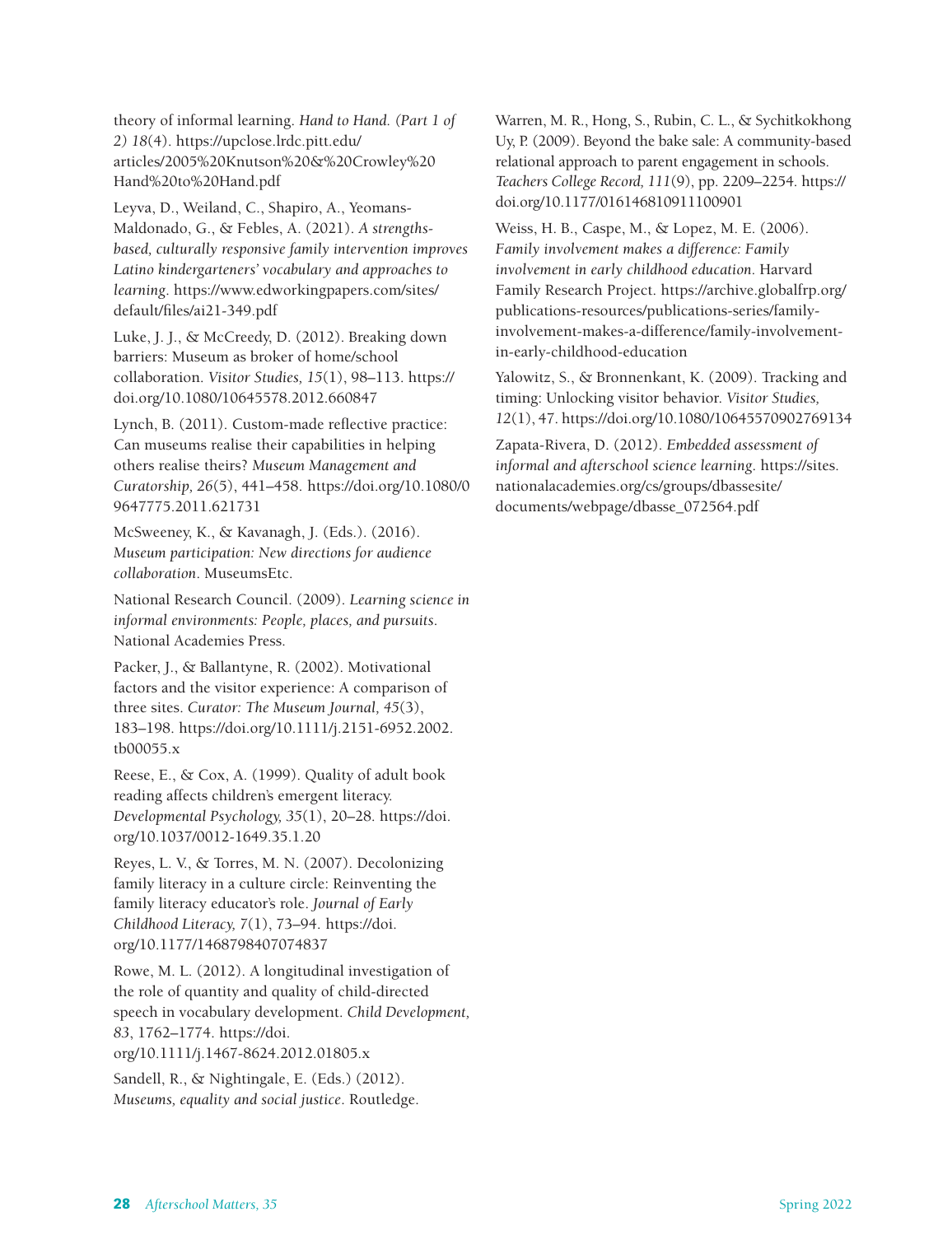theory of informal learning. *Hand to Hand. (Part 1 of 2) 18*(4). https://upclose.lrdc.pitt.edu/articles/2005%20Knutson%20&%20Crowley%20Hand%20to%20Hand.pdf

Leyva, D., Weiland, C., Shapiro, A., Yeomans-Maldonado, G., & Febles, A. (2021). *A strengths-based, culturally responsive family intervention improves Latino kindergarteners' vocabulary and approaches to learning*. https://www.edworkingpapers.com/sites/default/files/ai21-349.pdf

Luke, J. J., & McCreedy, D. (2012). Breaking down barriers: Museum as broker of home/school collaboration. *Visitor Studies, 15*(1), 98–113. https://doi.org/10.1080/10645578.2012.660847

Lynch, B. (2011). Custom-made reflective practice: Can museums realise their capabilities in helping others realise theirs? *Museum Management and Curatorship, 26*(5), 441–458. https://doi.org/10.1080/09647775.2011.621731

McSweeney, K., & Kavanagh, J. (Eds.). (2016). *Museum participation: New directions for audience collaboration*. MuseumsEtc.

National Research Council. (2009). *Learning science in informal environments: People, places, and pursuits*. National Academies Press.

Packer, J., & Ballantyne, R. (2002). Motivational factors and the visitor experience: A comparison of three sites. *Curator: The Museum Journal, 45*(3), 183–198. https://doi.org/10.1111/j.2151-6952.2002.tb00055.x

Reese, E., & Cox, A. (1999). Quality of adult book reading affects children's emergent literacy. *Developmental Psychology, 35*(1), 20–28. https://doi.org/10.1037/0012-1649.35.1.20

Reyes, L. V., & Torres, M. N. (2007). Decolonizing family literacy in a culture circle: Reinventing the family literacy educator's role. *Journal of Early Childhood Literacy, 7*(1), 73–94. https://doi.org/10.1177/1468798407074837

Rowe, M. L. (2012). A longitudinal investigation of the role of quantity and quality of child-directed speech in vocabulary development. *Child Development, 83*, 1762–1774. https://doi.org/10.1111/j.1467-8624.2012.01805.x

Sandell, R., & Nightingale, E. (Eds.) (2012). *Museums, equality and social justice*. Routledge.

Warren, M. R., Hong, S., Rubin, C. L., & Sychitkokhong Uy, P. (2009). Beyond the bake sale: A community-based relational approach to parent engagement in schools. *Teachers College Record, 111*(9), pp. 2209–2254. https://doi.org/10.1177/016146810911100901

Weiss, H. B., Caspe, M., & Lopez, M. E. (2006). *Family involvement makes a difference: Family involvement in early childhood education*. Harvard Family Research Project. https://archive.globalfrp.org/publications-resources/publications-series/family-involvement-makes-a-difference/family-involvement-in-early-childhood-education

Yalowitz, S., & Bronnenkant, K. (2009). Tracking and timing: Unlocking visitor behavior. *Visitor Studies, 12*(1), 47. https://doi.org/10.1080/10645570902769134

Zapata-Rivera, D. (2012). *Embedded assessment of informal and afterschool science learning*. https://sites.nationalacademies.org/cs/groups/dbassesite/documents/webpage/dbasse_072564.pdf